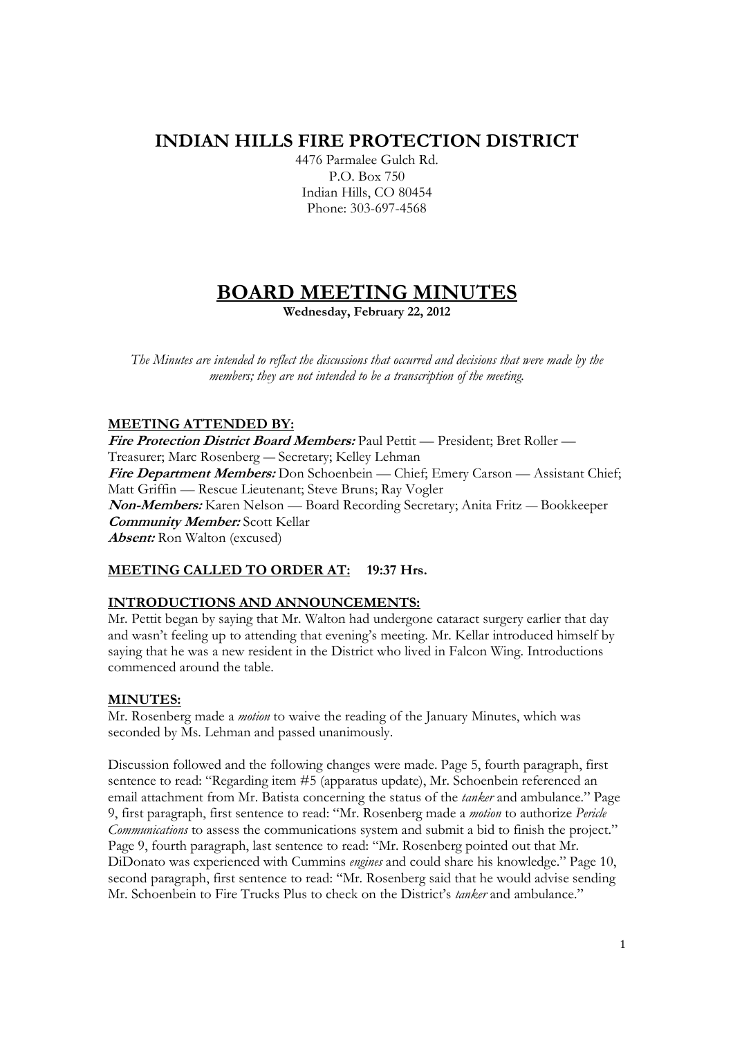# INDIAN HILLS FIRE PROTECTION DISTRICT

4476 Parmalee Gulch Rd.
P.O. Box 750
Indian Hills, CO 80454
Phone: 303-697-4568

# BOARD MEETING MINUTES

**Wednesday, February 22, 2012**

*The Minutes are intended to reflect the discussions that occurred and decisions that were made by the members; they are not intended to be a transcription of the meeting.*

## MEETING ATTENDED BY:

***Fire Protection District Board Members:*** Paul Pettit — President; Bret Roller — Treasurer; Marc Rosenberg — Secretary; Kelley Lehman
***Fire Department Members:*** Don Schoenbein — Chief; Emery Carson — Assistant Chief; Matt Griffin — Rescue Lieutenant; Steve Bruns; Ray Vogler
***Non-Members:*** Karen Nelson — Board Recording Secretary; Anita Fritz — Bookkeeper
***Community Member:*** Scott Kellar
***Absent:*** Ron Walton (excused)

## MEETING CALLED TO ORDER AT: 19:37 Hrs.

## INTRODUCTIONS AND ANNOUNCEMENTS:

Mr. Pettit began by saying that Mr. Walton had undergone cataract surgery earlier that day and wasn't feeling up to attending that evening's meeting. Mr. Kellar introduced himself by saying that he was a new resident in the District who lived in Falcon Wing. Introductions commenced around the table.

## MINUTES:

Mr. Rosenberg made a *motion* to waive the reading of the January Minutes, which was seconded by Ms. Lehman and passed unanimously.

Discussion followed and the following changes were made. Page 5, fourth paragraph, first sentence to read: "Regarding item #5 (apparatus update), Mr. Schoenbein referenced an email attachment from Mr. Batista concerning the status of the *tanker* and ambulance." Page 9, first paragraph, first sentence to read: "Mr. Rosenberg made a *motion* to authorize *Pericle Communications* to assess the communications system and submit a bid to finish the project." Page 9, fourth paragraph, last sentence to read: "Mr. Rosenberg pointed out that Mr. DiDonato was experienced with Cummins *engines* and could share his knowledge." Page 10, second paragraph, first sentence to read: "Mr. Rosenberg said that he would advise sending Mr. Schoenbein to Fire Trucks Plus to check on the District's *tanker* and ambulance."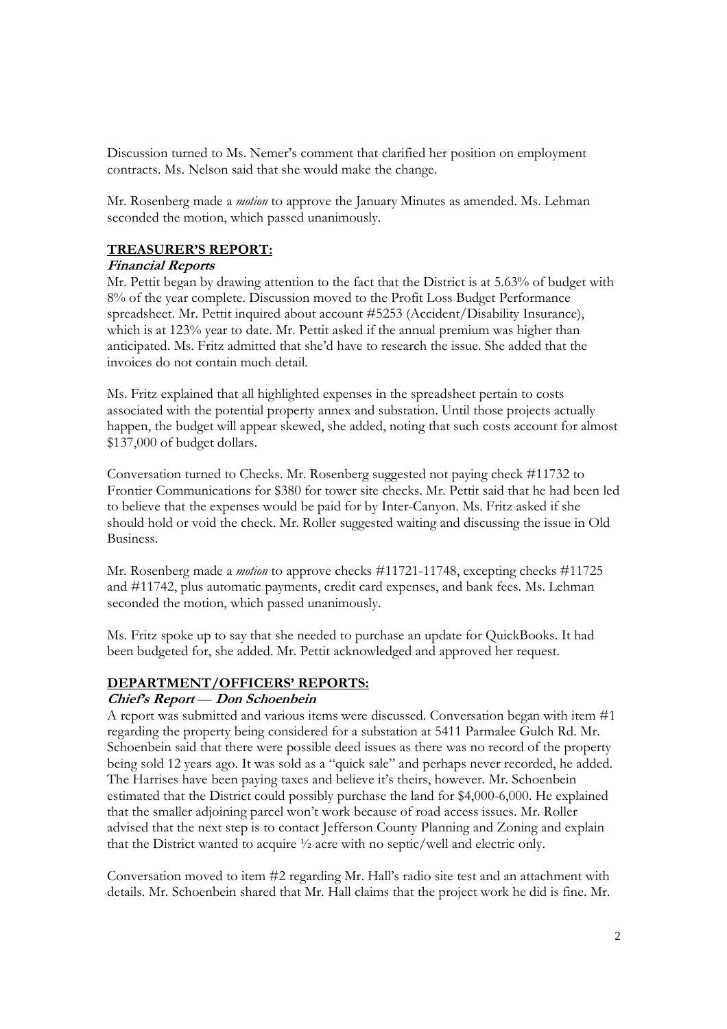Discussion turned to Ms. Nemer's comment that clarified her position on employment contracts. Ms. Nelson said that she would make the change.

Mr. Rosenberg made a *motion* to approve the January Minutes as amended. Ms. Lehman seconded the motion, which passed unanimously.

## TREASURER'S REPORT:

### *Financial Reports*

Mr. Pettit began by drawing attention to the fact that the District is at 5.63% of budget with 8% of the year complete. Discussion moved to the Profit Loss Budget Performance spreadsheet. Mr. Pettit inquired about account #5253 (Accident/Disability Insurance), which is at 123% year to date. Mr. Pettit asked if the annual premium was higher than anticipated. Ms. Fritz admitted that she'd have to research the issue. She added that the invoices do not contain much detail.

Ms. Fritz explained that all highlighted expenses in the spreadsheet pertain to costs associated with the potential property annex and substation. Until those projects actually happen, the budget will appear skewed, she added, noting that such costs account for almost $137,000 of budget dollars.

Conversation turned to Checks. Mr. Rosenberg suggested not paying check #11732 to Frontier Communications for $380 for tower site checks. Mr. Pettit said that he had been led to believe that the expenses would be paid for by Inter-Canyon. Ms. Fritz asked if she should hold or void the check. Mr. Roller suggested waiting and discussing the issue in Old Business.

Mr. Rosenberg made a *motion* to approve checks #11721-11748, excepting checks #11725 and #11742, plus automatic payments, credit card expenses, and bank fees. Ms. Lehman seconded the motion, which passed unanimously.

Ms. Fritz spoke up to say that she needed to purchase an update for QuickBooks. It had been budgeted for, she added. Mr. Pettit acknowledged and approved her request.

## DEPARTMENT/OFFICERS' REPORTS:

### *Chief's Report — Don Schoenbein*

A report was submitted and various items were discussed. Conversation began with item #1 regarding the property being considered for a substation at 5411 Parmalee Gulch Rd. Mr. Schoenbein said that there were possible deed issues as there was no record of the property being sold 12 years ago. It was sold as a "quick sale" and perhaps never recorded, he added. The Harrises have been paying taxes and believe it's theirs, however. Mr. Schoenbein estimated that the District could possibly purchase the land for $4,000-6,000. He explained that the smaller adjoining parcel won't work because of road access issues. Mr. Roller advised that the next step is to contact Jefferson County Planning and Zoning and explain that the District wanted to acquire ½ acre with no septic/well and electric only.

Conversation moved to item #2 regarding Mr. Hall's radio site test and an attachment with details. Mr. Schoenbein shared that Mr. Hall claims that the project work he did is fine. Mr.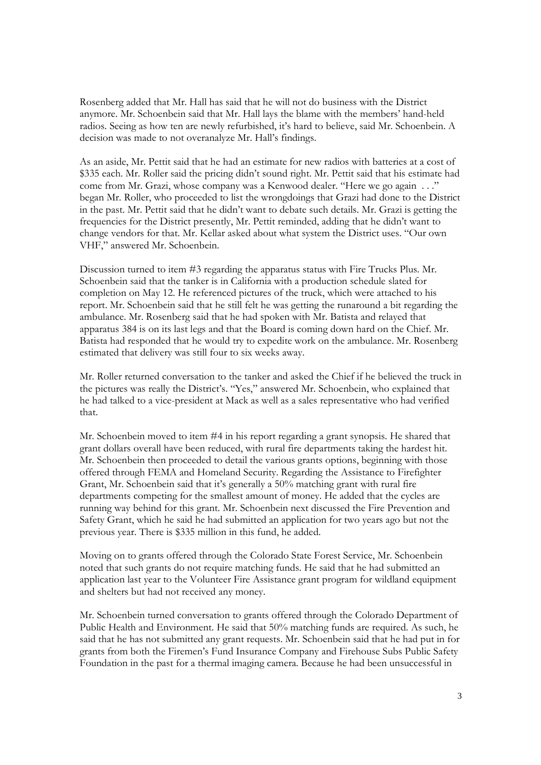Rosenberg added that Mr. Hall has said that he will not do business with the District anymore. Mr. Schoenbein said that Mr. Hall lays the blame with the members' hand-held radios. Seeing as how ten are newly refurbished, it's hard to believe, said Mr. Schoenbein. A decision was made to not overanalyze Mr. Hall's findings.

As an aside, Mr. Pettit said that he had an estimate for new radios with batteries at a cost of $335 each. Mr. Roller said the pricing didn't sound right. Mr. Pettit said that his estimate had come from Mr. Grazi, whose company was a Kenwood dealer. "Here we go again . . ." began Mr. Roller, who proceeded to list the wrongdoings that Grazi had done to the District in the past. Mr. Pettit said that he didn't want to debate such details. Mr. Grazi is getting the frequencies for the District presently, Mr. Pettit reminded, adding that he didn't want to change vendors for that. Mr. Kellar asked about what system the District uses. "Our own VHF," answered Mr. Schoenbein.

Discussion turned to item #3 regarding the apparatus status with Fire Trucks Plus. Mr. Schoenbein said that the tanker is in California with a production schedule slated for completion on May 12. He referenced pictures of the truck, which were attached to his report. Mr. Schoenbein said that he still felt he was getting the runaround a bit regarding the ambulance. Mr. Rosenberg said that he had spoken with Mr. Batista and relayed that apparatus 384 is on its last legs and that the Board is coming down hard on the Chief. Mr. Batista had responded that he would try to expedite work on the ambulance. Mr. Rosenberg estimated that delivery was still four to six weeks away.

Mr. Roller returned conversation to the tanker and asked the Chief if he believed the truck in the pictures was really the District's. "Yes," answered Mr. Schoenbein, who explained that he had talked to a vice-president at Mack as well as a sales representative who had verified that.

Mr. Schoenbein moved to item #4 in his report regarding a grant synopsis. He shared that grant dollars overall have been reduced, with rural fire departments taking the hardest hit. Mr. Schoenbein then proceeded to detail the various grants options, beginning with those offered through FEMA and Homeland Security. Regarding the Assistance to Firefighter Grant, Mr. Schoenbein said that it's generally a 50% matching grant with rural fire departments competing for the smallest amount of money. He added that the cycles are running way behind for this grant. Mr. Schoenbein next discussed the Fire Prevention and Safety Grant, which he said he had submitted an application for two years ago but not the previous year. There is $335 million in this fund, he added.

Moving on to grants offered through the Colorado State Forest Service, Mr. Schoenbein noted that such grants do not require matching funds. He said that he had submitted an application last year to the Volunteer Fire Assistance grant program for wildland equipment and shelters but had not received any money.

Mr. Schoenbein turned conversation to grants offered through the Colorado Department of Public Health and Environment. He said that 50% matching funds are required. As such, he said that he has not submitted any grant requests. Mr. Schoenbein said that he had put in for grants from both the Firemen's Fund Insurance Company and Firehouse Subs Public Safety Foundation in the past for a thermal imaging camera. Because he had been unsuccessful in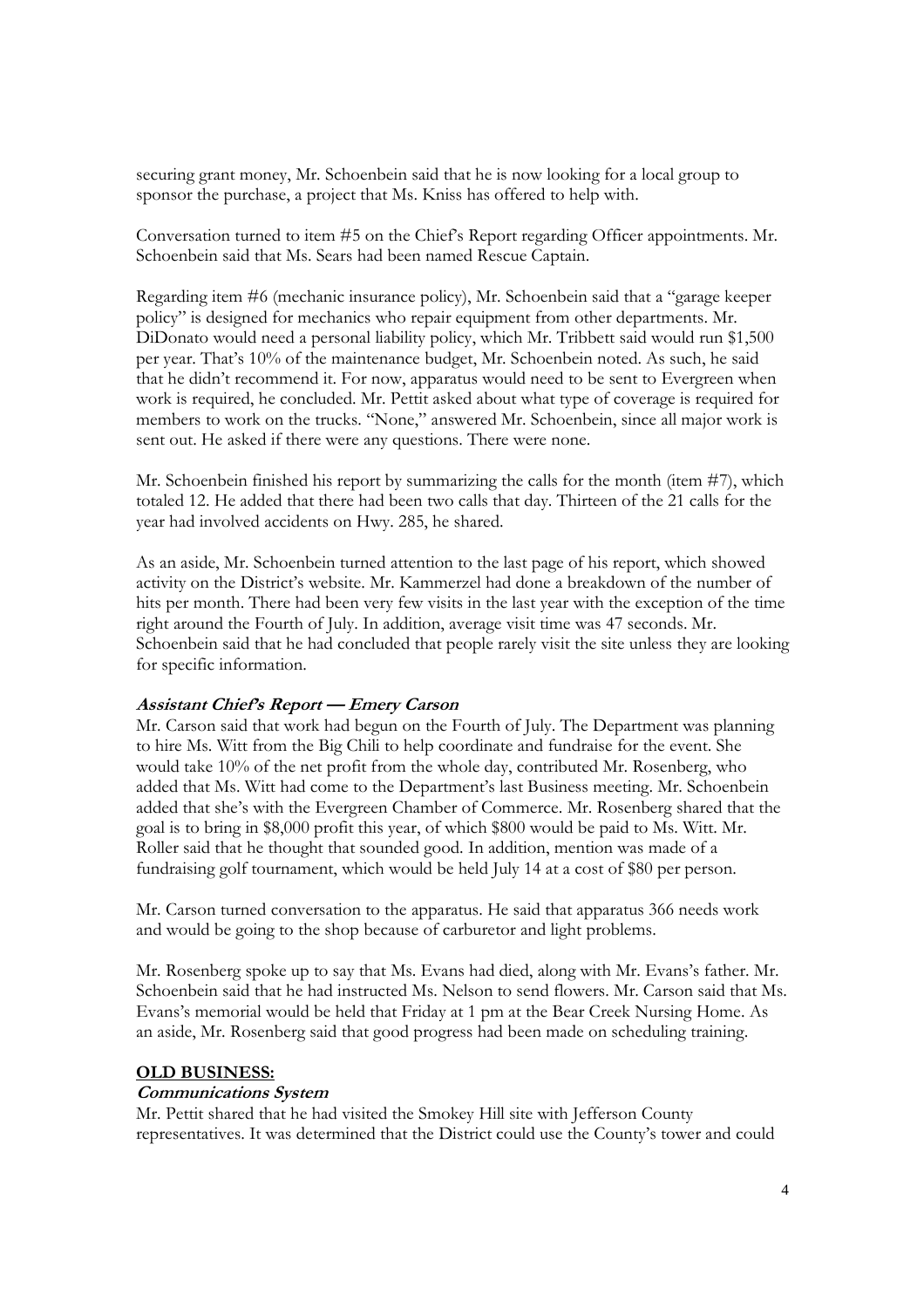securing grant money, Mr. Schoenbein said that he is now looking for a local group to sponsor the purchase, a project that Ms. Kniss has offered to help with.

Conversation turned to item #5 on the Chief's Report regarding Officer appointments. Mr. Schoenbein said that Ms. Sears had been named Rescue Captain.

Regarding item #6 (mechanic insurance policy), Mr. Schoenbein said that a "garage keeper policy" is designed for mechanics who repair equipment from other departments. Mr. DiDonato would need a personal liability policy, which Mr. Tribbett said would run $1,500 per year. That's 10% of the maintenance budget, Mr. Schoenbein noted. As such, he said that he didn't recommend it. For now, apparatus would need to be sent to Evergreen when work is required, he concluded. Mr. Pettit asked about what type of coverage is required for members to work on the trucks. "None," answered Mr. Schoenbein, since all major work is sent out. He asked if there were any questions. There were none.

Mr. Schoenbein finished his report by summarizing the calls for the month (item #7), which totaled 12. He added that there had been two calls that day. Thirteen of the 21 calls for the year had involved accidents on Hwy. 285, he shared.

As an aside, Mr. Schoenbein turned attention to the last page of his report, which showed activity on the District's website. Mr. Kammerzel had done a breakdown of the number of hits per month. There had been very few visits in the last year with the exception of the time right around the Fourth of July. In addition, average visit time was 47 seconds. Mr. Schoenbein said that he had concluded that people rarely visit the site unless they are looking for specific information.

***Assistant Chief's Report — Emery Carson***

Mr. Carson said that work had begun on the Fourth of July. The Department was planning to hire Ms. Witt from the Big Chili to help coordinate and fundraise for the event. She would take 10% of the net profit from the whole day, contributed Mr. Rosenberg, who added that Ms. Witt had come to the Department's last Business meeting. Mr. Schoenbein added that she's with the Evergreen Chamber of Commerce. Mr. Rosenberg shared that the goal is to bring in $8,000 profit this year, of which $800 would be paid to Ms. Witt. Mr. Roller said that he thought that sounded good. In addition, mention was made of a fundraising golf tournament, which would be held July 14 at a cost of $80 per person.

Mr. Carson turned conversation to the apparatus. He said that apparatus 366 needs work and would be going to the shop because of carburetor and light problems.

Mr. Rosenberg spoke up to say that Ms. Evans had died, along with Mr. Evans's father. Mr. Schoenbein said that he had instructed Ms. Nelson to send flowers. Mr. Carson said that Ms. Evans's memorial would be held that Friday at 1 pm at the Bear Creek Nursing Home. As an aside, Mr. Rosenberg said that good progress had been made on scheduling training.

**OLD BUSINESS:**

***Communications System***

Mr. Pettit shared that he had visited the Smokey Hill site with Jefferson County representatives. It was determined that the District could use the County's tower and could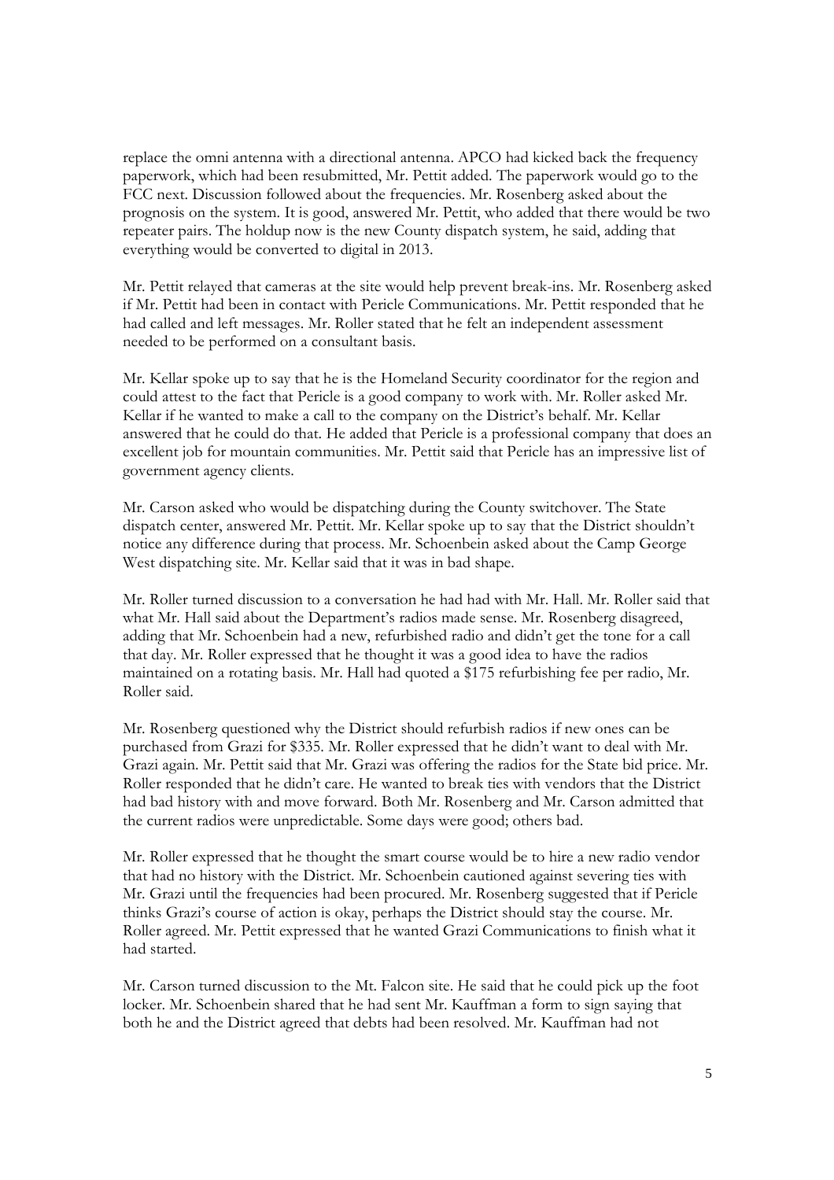replace the omni antenna with a directional antenna. APCO had kicked back the frequency paperwork, which had been resubmitted, Mr. Pettit added. The paperwork would go to the FCC next. Discussion followed about the frequencies. Mr. Rosenberg asked about the prognosis on the system. It is good, answered Mr. Pettit, who added that there would be two repeater pairs. The holdup now is the new County dispatch system, he said, adding that everything would be converted to digital in 2013.

Mr. Pettit relayed that cameras at the site would help prevent break-ins. Mr. Rosenberg asked if Mr. Pettit had been in contact with Pericle Communications. Mr. Pettit responded that he had called and left messages. Mr. Roller stated that he felt an independent assessment needed to be performed on a consultant basis.

Mr. Kellar spoke up to say that he is the Homeland Security coordinator for the region and could attest to the fact that Pericle is a good company to work with. Mr. Roller asked Mr. Kellar if he wanted to make a call to the company on the District's behalf. Mr. Kellar answered that he could do that. He added that Pericle is a professional company that does an excellent job for mountain communities. Mr. Pettit said that Pericle has an impressive list of government agency clients.

Mr. Carson asked who would be dispatching during the County switchover. The State dispatch center, answered Mr. Pettit. Mr. Kellar spoke up to say that the District shouldn't notice any difference during that process. Mr. Schoenbein asked about the Camp George West dispatching site. Mr. Kellar said that it was in bad shape.

Mr. Roller turned discussion to a conversation he had had with Mr. Hall. Mr. Roller said that what Mr. Hall said about the Department's radios made sense. Mr. Rosenberg disagreed, adding that Mr. Schoenbein had a new, refurbished radio and didn't get the tone for a call that day. Mr. Roller expressed that he thought it was a good idea to have the radios maintained on a rotating basis. Mr. Hall had quoted a $175 refurbishing fee per radio, Mr. Roller said.

Mr. Rosenberg questioned why the District should refurbish radios if new ones can be purchased from Grazi for $335. Mr. Roller expressed that he didn't want to deal with Mr. Grazi again. Mr. Pettit said that Mr. Grazi was offering the radios for the State bid price. Mr. Roller responded that he didn't care. He wanted to break ties with vendors that the District had bad history with and move forward. Both Mr. Rosenberg and Mr. Carson admitted that the current radios were unpredictable. Some days were good; others bad.

Mr. Roller expressed that he thought the smart course would be to hire a new radio vendor that had no history with the District. Mr. Schoenbein cautioned against severing ties with Mr. Grazi until the frequencies had been procured. Mr. Rosenberg suggested that if Pericle thinks Grazi's course of action is okay, perhaps the District should stay the course. Mr. Roller agreed. Mr. Pettit expressed that he wanted Grazi Communications to finish what it had started.

Mr. Carson turned discussion to the Mt. Falcon site. He said that he could pick up the foot locker. Mr. Schoenbein shared that he had sent Mr. Kauffman a form to sign saying that both he and the District agreed that debts had been resolved. Mr. Kauffman had not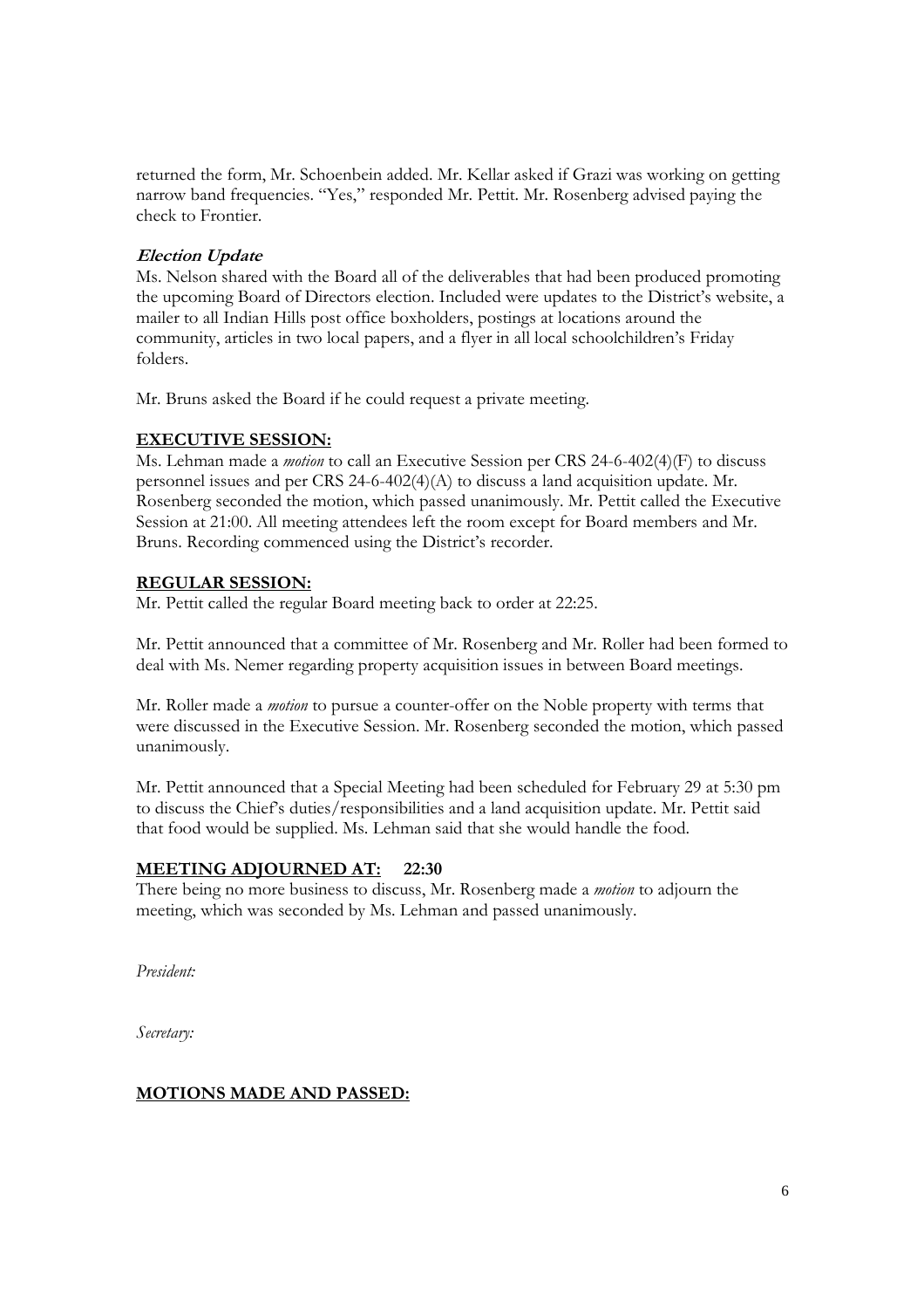returned the form, Mr. Schoenbein added. Mr. Kellar asked if Grazi was working on getting narrow band frequencies. "Yes," responded Mr. Pettit. Mr. Rosenberg advised paying the check to Frontier.

### *Election Update*

Ms. Nelson shared with the Board all of the deliverables that had been produced promoting the upcoming Board of Directors election. Included were updates to the District's website, a mailer to all Indian Hills post office boxholders, postings at locations around the community, articles in two local papers, and a flyer in all local schoolchildren's Friday folders.

Mr. Bruns asked the Board if he could request a private meeting.

## EXECUTIVE SESSION:

Ms. Lehman made a *motion* to call an Executive Session per CRS 24-6-402(4)(F) to discuss personnel issues and per CRS 24-6-402(4)(A) to discuss a land acquisition update. Mr. Rosenberg seconded the motion, which passed unanimously. Mr. Pettit called the Executive Session at 21:00. All meeting attendees left the room except for Board members and Mr. Bruns. Recording commenced using the District's recorder.

## REGULAR SESSION:

Mr. Pettit called the regular Board meeting back to order at 22:25.

Mr. Pettit announced that a committee of Mr. Rosenberg and Mr. Roller had been formed to deal with Ms. Nemer regarding property acquisition issues in between Board meetings.

Mr. Roller made a *motion* to pursue a counter-offer on the Noble property with terms that were discussed in the Executive Session. Mr. Rosenberg seconded the motion, which passed unanimously.

Mr. Pettit announced that a Special Meeting had been scheduled for February 29 at 5:30 pm to discuss the Chief's duties/responsibilities and a land acquisition update. Mr. Pettit said that food would be supplied. Ms. Lehman said that she would handle the food.

## MEETING ADJOURNED AT: 22:30

There being no more business to discuss, Mr. Rosenberg made a *motion* to adjourn the meeting, which was seconded by Ms. Lehman and passed unanimously.

*President:*

*Secretary:*

## MOTIONS MADE AND PASSED: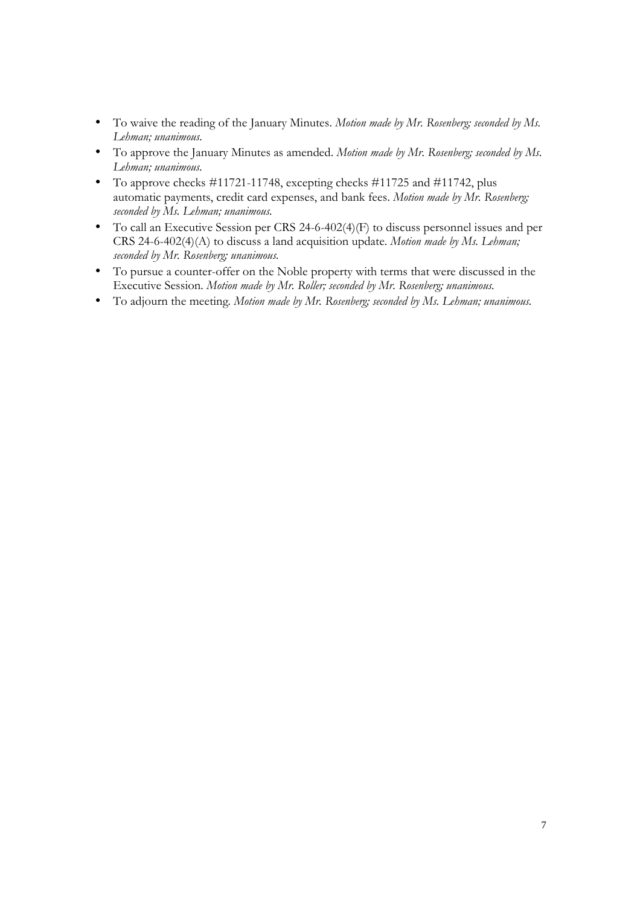- To waive the reading of the January Minutes. *Motion made by Mr. Rosenberg; seconded by Ms. Lehman; unanimous.*
- To approve the January Minutes as amended. *Motion made by Mr. Rosenberg; seconded by Ms. Lehman; unanimous.*
- To approve checks #11721-11748, excepting checks #11725 and #11742, plus automatic payments, credit card expenses, and bank fees. *Motion made by Mr. Rosenberg; seconded by Ms. Lehman; unanimous.*
- To call an Executive Session per CRS 24-6-402(4)(F) to discuss personnel issues and per CRS 24-6-402(4)(A) to discuss a land acquisition update. *Motion made by Ms. Lehman; seconded by Mr. Rosenberg; unanimous.*
- To pursue a counter-offer on the Noble property with terms that were discussed in the Executive Session. *Motion made by Mr. Roller; seconded by Mr. Rosenberg; unanimous.*
- To adjourn the meeting. *Motion made by Mr. Rosenberg; seconded by Ms. Lehman; unanimous.*